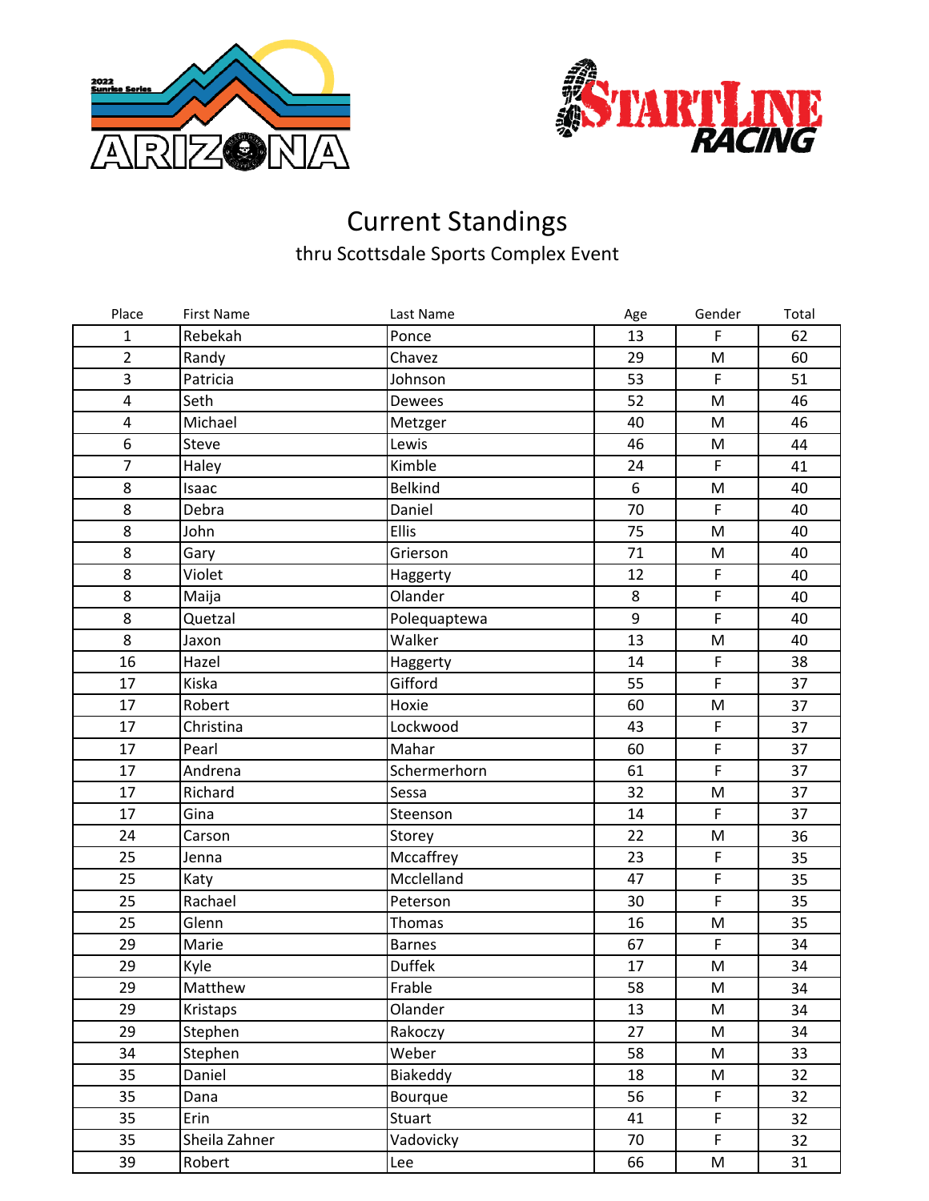# Current Standings

thru Scottsdale Sports Complex Event

| Place | First Name | Last Name | Age | Gender | Total |
|---|---|---|---|---|---|
| 1 | Rebekah | Ponce | 13 | F | 62 |
| 2 | Randy | Chavez | 29 | M | 60 |
| 3 | Patricia | Johnson | 53 | F | 51 |
| 4 | Seth | Dewees | 52 | M | 46 |
| 4 | Michael | Metzger | 40 | M | 46 |
| 6 | Steve | Lewis | 46 | M | 44 |
| 7 | Haley | Kimble | 24 | F | 41 |
| 8 | Isaac | Belkind | 6 | M | 40 |
| 8 | Debra | Daniel | 70 | F | 40 |
| 8 | John | Ellis | 75 | M | 40 |
| 8 | Gary | Grierson | 71 | M | 40 |
| 8 | Violet | Haggerty | 12 | F | 40 |
| 8 | Maija | Olander | 8 | F | 40 |
| 8 | Quetzal | Polequaptewa | 9 | F | 40 |
| 8 | Jaxon | Walker | 13 | M | 40 |
| 16 | Hazel | Haggerty | 14 | F | 38 |
| 17 | Kiska | Gifford | 55 | F | 37 |
| 17 | Robert | Hoxie | 60 | M | 37 |
| 17 | Christina | Lockwood | 43 | F | 37 |
| 17 | Pearl | Mahar | 60 | F | 37 |
| 17 | Andrena | Schermerhorn | 61 | F | 37 |
| 17 | Richard | Sessa | 32 | M | 37 |
| 17 | Gina | Steenson | 14 | F | 37 |
| 24 | Carson | Storey | 22 | M | 36 |
| 25 | Jenna | Mccaffrey | 23 | F | 35 |
| 25 | Katy | Mcclelland | 47 | F | 35 |
| 25 | Rachael | Peterson | 30 | F | 35 |
| 25 | Glenn | Thomas | 16 | M | 35 |
| 29 | Marie | Barnes | 67 | F | 34 |
| 29 | Kyle | Duffek | 17 | M | 34 |
| 29 | Matthew | Frable | 58 | M | 34 |
| 29 | Kristaps | Olander | 13 | M | 34 |
| 29 | Stephen | Rakoczy | 27 | M | 34 |
| 34 | Stephen | Weber | 58 | M | 33 |
| 35 | Daniel | Biakeddy | 18 | M | 32 |
| 35 | Dana | Bourque | 56 | F | 32 |
| 35 | Erin | Stuart | 41 | F | 32 |
| 35 | Sheila Zahner | Vadovicky | 70 | F | 32 |
| 39 | Robert | Lee | 66 | M | 31 |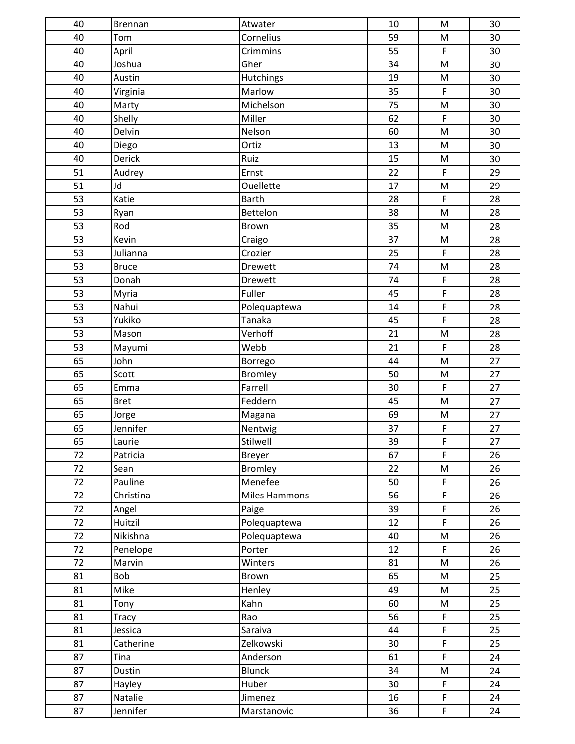| | | | | | |
|---|---|---|---|---|---|
| 40 | Brennan | Atwater | 10 | M | 30 |
| 40 | Tom | Cornelius | 59 | M | 30 |
| 40 | April | Crimmins | 55 | F | 30 |
| 40 | Joshua | Gher | 34 | M | 30 |
| 40 | Austin | Hutchings | 19 | M | 30 |
| 40 | Virginia | Marlow | 35 | F | 30 |
| 40 | Marty | Michelson | 75 | M | 30 |
| 40 | Shelly | Miller | 62 | F | 30 |
| 40 | Delvin | Nelson | 60 | M | 30 |
| 40 | Diego | Ortiz | 13 | M | 30 |
| 40 | Derick | Ruiz | 15 | M | 30 |
| 51 | Audrey | Ernst | 22 | F | 29 |
| 51 | Jd | Ouellette | 17 | M | 29 |
| 53 | Katie | Barth | 28 | F | 28 |
| 53 | Ryan | Bettelon | 38 | M | 28 |
| 53 | Rod | Brown | 35 | M | 28 |
| 53 | Kevin | Craigo | 37 | M | 28 |
| 53 | Julianna | Crozier | 25 | F | 28 |
| 53 | Bruce | Drewett | 74 | M | 28 |
| 53 | Donah | Drewett | 74 | F | 28 |
| 53 | Myria | Fuller | 45 | F | 28 |
| 53 | Nahui | Polequaptewa | 14 | F | 28 |
| 53 | Yukiko | Tanaka | 45 | F | 28 |
| 53 | Mason | Verhoff | 21 | M | 28 |
| 53 | Mayumi | Webb | 21 | F | 28 |
| 65 | John | Borrego | 44 | M | 27 |
| 65 | Scott | Bromley | 50 | M | 27 |
| 65 | Emma | Farrell | 30 | F | 27 |
| 65 | Bret | Feddern | 45 | M | 27 |
| 65 | Jorge | Magana | 69 | M | 27 |
| 65 | Jennifer | Nentwig | 37 | F | 27 |
| 65 | Laurie | Stilwell | 39 | F | 27 |
| 72 | Patricia | Breyer | 67 | F | 26 |
| 72 | Sean | Bromley | 22 | M | 26 |
| 72 | Pauline | Menefee | 50 | F | 26 |
| 72 | Christina | Miles Hammons | 56 | F | 26 |
| 72 | Angel | Paige | 39 | F | 26 |
| 72 | Huitzil | Polequaptewa | 12 | F | 26 |
| 72 | Nikishna | Polequaptewa | 40 | M | 26 |
| 72 | Penelope | Porter | 12 | F | 26 |
| 72 | Marvin | Winters | 81 | M | 26 |
| 81 | Bob | Brown | 65 | M | 25 |
| 81 | Mike | Henley | 49 | M | 25 |
| 81 | Tony | Kahn | 60 | M | 25 |
| 81 | Tracy | Rao | 56 | F | 25 |
| 81 | Jessica | Saraiva | 44 | F | 25 |
| 81 | Catherine | Zelkowski | 30 | F | 25 |
| 87 | Tina | Anderson | 61 | F | 24 |
| 87 | Dustin | Blunck | 34 | M | 24 |
| 87 | Hayley | Huber | 30 | F | 24 |
| 87 | Natalie | Jimenez | 16 | F | 24 |
| 87 | Jennifer | Marstanovic | 36 | F | 24 |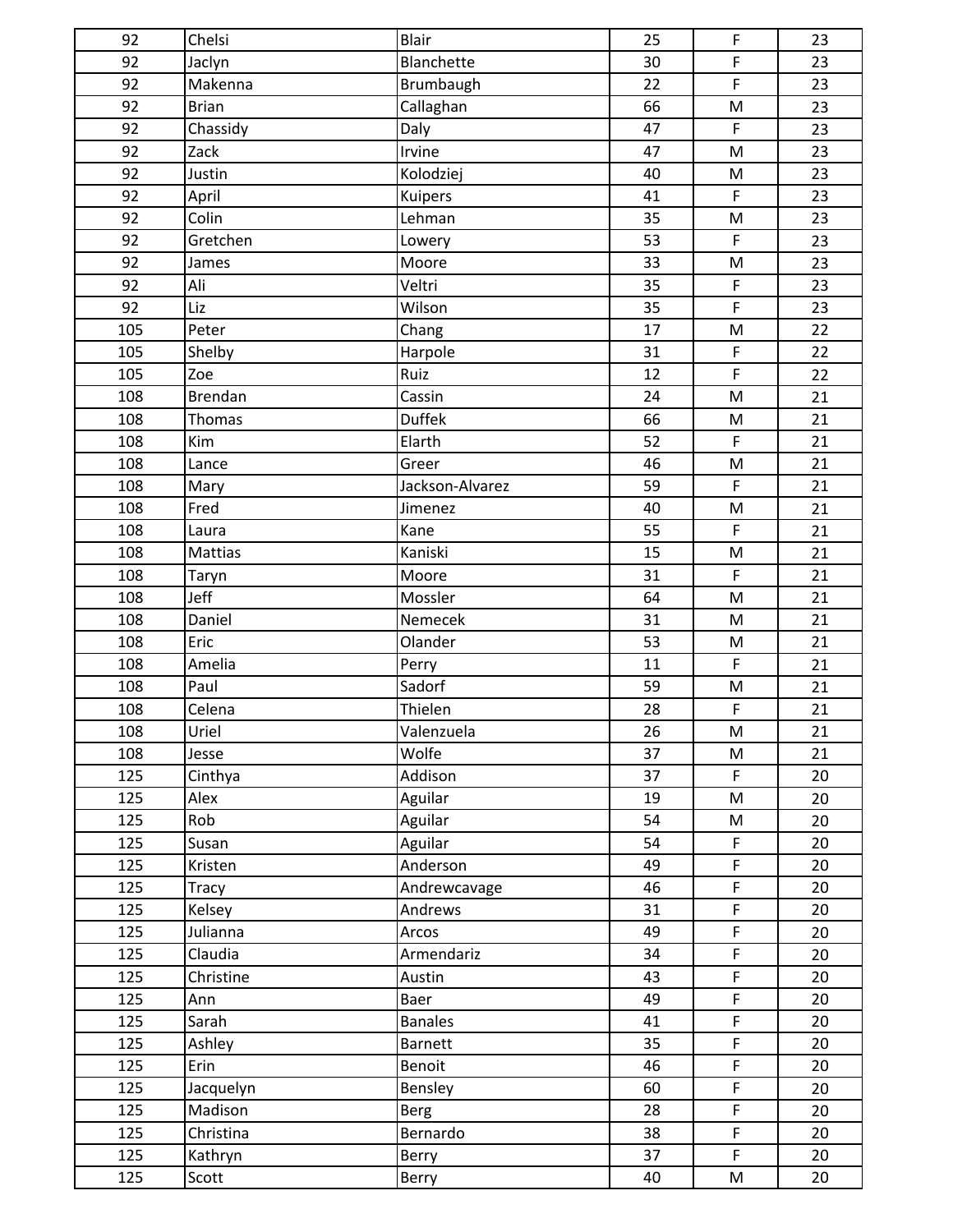| | | | | | |
|---|---|---|---|---|---|
| 92 | Chelsi | Blair | 25 | F | 23 |
| 92 | Jaclyn | Blanchette | 30 | F | 23 |
| 92 | Makenna | Brumbaugh | 22 | F | 23 |
| 92 | Brian | Callaghan | 66 | M | 23 |
| 92 | Chassidy | Daly | 47 | F | 23 |
| 92 | Zack | Irvine | 47 | M | 23 |
| 92 | Justin | Kolodziej | 40 | M | 23 |
| 92 | April | Kuipers | 41 | F | 23 |
| 92 | Colin | Lehman | 35 | M | 23 |
| 92 | Gretchen | Lowery | 53 | F | 23 |
| 92 | James | Moore | 33 | M | 23 |
| 92 | Ali | Veltri | 35 | F | 23 |
| 92 | Liz | Wilson | 35 | F | 23 |
| 105 | Peter | Chang | 17 | M | 22 |
| 105 | Shelby | Harpole | 31 | F | 22 |
| 105 | Zoe | Ruiz | 12 | F | 22 |
| 108 | Brendan | Cassin | 24 | M | 21 |
| 108 | Thomas | Duffek | 66 | M | 21 |
| 108 | Kim | Elarth | 52 | F | 21 |
| 108 | Lance | Greer | 46 | M | 21 |
| 108 | Mary | Jackson-Alvarez | 59 | F | 21 |
| 108 | Fred | Jimenez | 40 | M | 21 |
| 108 | Laura | Kane | 55 | F | 21 |
| 108 | Mattias | Kaniski | 15 | M | 21 |
| 108 | Taryn | Moore | 31 | F | 21 |
| 108 | Jeff | Mossler | 64 | M | 21 |
| 108 | Daniel | Nemecek | 31 | M | 21 |
| 108 | Eric | Olander | 53 | M | 21 |
| 108 | Amelia | Perry | 11 | F | 21 |
| 108 | Paul | Sadorf | 59 | M | 21 |
| 108 | Celena | Thielen | 28 | F | 21 |
| 108 | Uriel | Valenzuela | 26 | M | 21 |
| 108 | Jesse | Wolfe | 37 | M | 21 |
| 125 | Cinthya | Addison | 37 | F | 20 |
| 125 | Alex | Aguilar | 19 | M | 20 |
| 125 | Rob | Aguilar | 54 | M | 20 |
| 125 | Susan | Aguilar | 54 | F | 20 |
| 125 | Kristen | Anderson | 49 | F | 20 |
| 125 | Tracy | Andrewcavage | 46 | F | 20 |
| 125 | Kelsey | Andrews | 31 | F | 20 |
| 125 | Julianna | Arcos | 49 | F | 20 |
| 125 | Claudia | Armendariz | 34 | F | 20 |
| 125 | Christine | Austin | 43 | F | 20 |
| 125 | Ann | Baer | 49 | F | 20 |
| 125 | Sarah | Banales | 41 | F | 20 |
| 125 | Ashley | Barnett | 35 | F | 20 |
| 125 | Erin | Benoit | 46 | F | 20 |
| 125 | Jacquelyn | Bensley | 60 | F | 20 |
| 125 | Madison | Berg | 28 | F | 20 |
| 125 | Christina | Bernardo | 38 | F | 20 |
| 125 | Kathryn | Berry | 37 | F | 20 |
| 125 | Scott | Berry | 40 | M | 20 |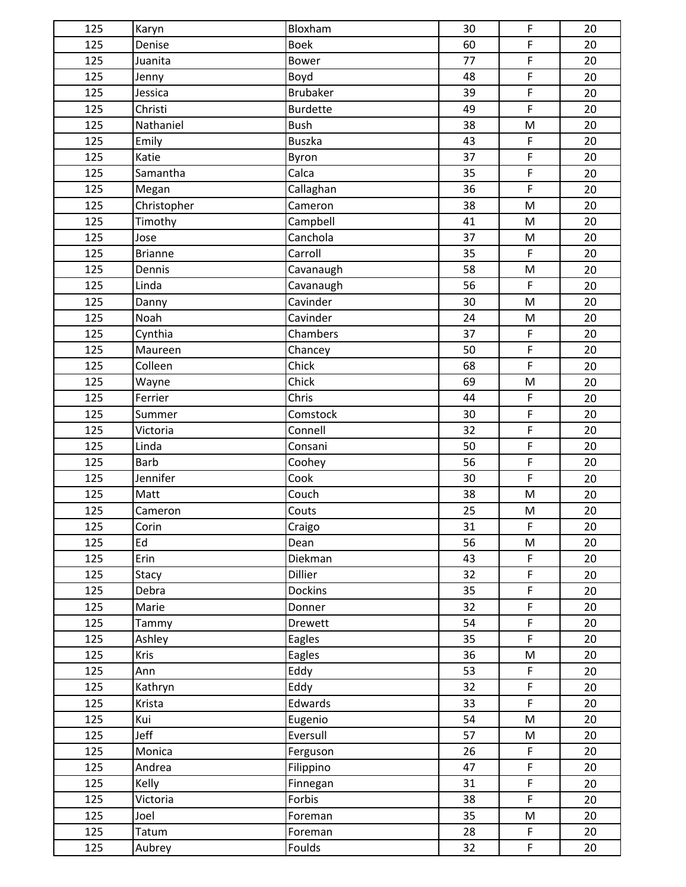| | | | | | |
|---|---|---|---|---|---|
| 125 | Karyn | Bloxham | 30 | F | 20 |
| 125 | Denise | Boek | 60 | F | 20 |
| 125 | Juanita | Bower | 77 | F | 20 |
| 125 | Jenny | Boyd | 48 | F | 20 |
| 125 | Jessica | Brubaker | 39 | F | 20 |
| 125 | Christi | Burdette | 49 | F | 20 |
| 125 | Nathaniel | Bush | 38 | M | 20 |
| 125 | Emily | Buszka | 43 | F | 20 |
| 125 | Katie | Byron | 37 | F | 20 |
| 125 | Samantha | Calca | 35 | F | 20 |
| 125 | Megan | Callaghan | 36 | F | 20 |
| 125 | Christopher | Cameron | 38 | M | 20 |
| 125 | Timothy | Campbell | 41 | M | 20 |
| 125 | Jose | Canchola | 37 | M | 20 |
| 125 | Brianne | Carroll | 35 | F | 20 |
| 125 | Dennis | Cavanaugh | 58 | M | 20 |
| 125 | Linda | Cavanaugh | 56 | F | 20 |
| 125 | Danny | Cavinder | 30 | M | 20 |
| 125 | Noah | Cavinder | 24 | M | 20 |
| 125 | Cynthia | Chambers | 37 | F | 20 |
| 125 | Maureen | Chancey | 50 | F | 20 |
| 125 | Colleen | Chick | 68 | F | 20 |
| 125 | Wayne | Chick | 69 | M | 20 |
| 125 | Ferrier | Chris | 44 | F | 20 |
| 125 | Summer | Comstock | 30 | F | 20 |
| 125 | Victoria | Connell | 32 | F | 20 |
| 125 | Linda | Consani | 50 | F | 20 |
| 125 | Barb | Coohey | 56 | F | 20 |
| 125 | Jennifer | Cook | 30 | F | 20 |
| 125 | Matt | Couch | 38 | M | 20 |
| 125 | Cameron | Couts | 25 | M | 20 |
| 125 | Corin | Craigo | 31 | F | 20 |
| 125 | Ed | Dean | 56 | M | 20 |
| 125 | Erin | Diekman | 43 | F | 20 |
| 125 | Stacy | Dillier | 32 | F | 20 |
| 125 | Debra | Dockins | 35 | F | 20 |
| 125 | Marie | Donner | 32 | F | 20 |
| 125 | Tammy | Drewett | 54 | F | 20 |
| 125 | Ashley | Eagles | 35 | F | 20 |
| 125 | Kris | Eagles | 36 | M | 20 |
| 125 | Ann | Eddy | 53 | F | 20 |
| 125 | Kathryn | Eddy | 32 | F | 20 |
| 125 | Krista | Edwards | 33 | F | 20 |
| 125 | Kui | Eugenio | 54 | M | 20 |
| 125 | Jeff | Eversull | 57 | M | 20 |
| 125 | Monica | Ferguson | 26 | F | 20 |
| 125 | Andrea | Filippino | 47 | F | 20 |
| 125 | Kelly | Finnegan | 31 | F | 20 |
| 125 | Victoria | Forbis | 38 | F | 20 |
| 125 | Joel | Foreman | 35 | M | 20 |
| 125 | Tatum | Foreman | 28 | F | 20 |
| 125 | Aubrey | Foulds | 32 | F | 20 |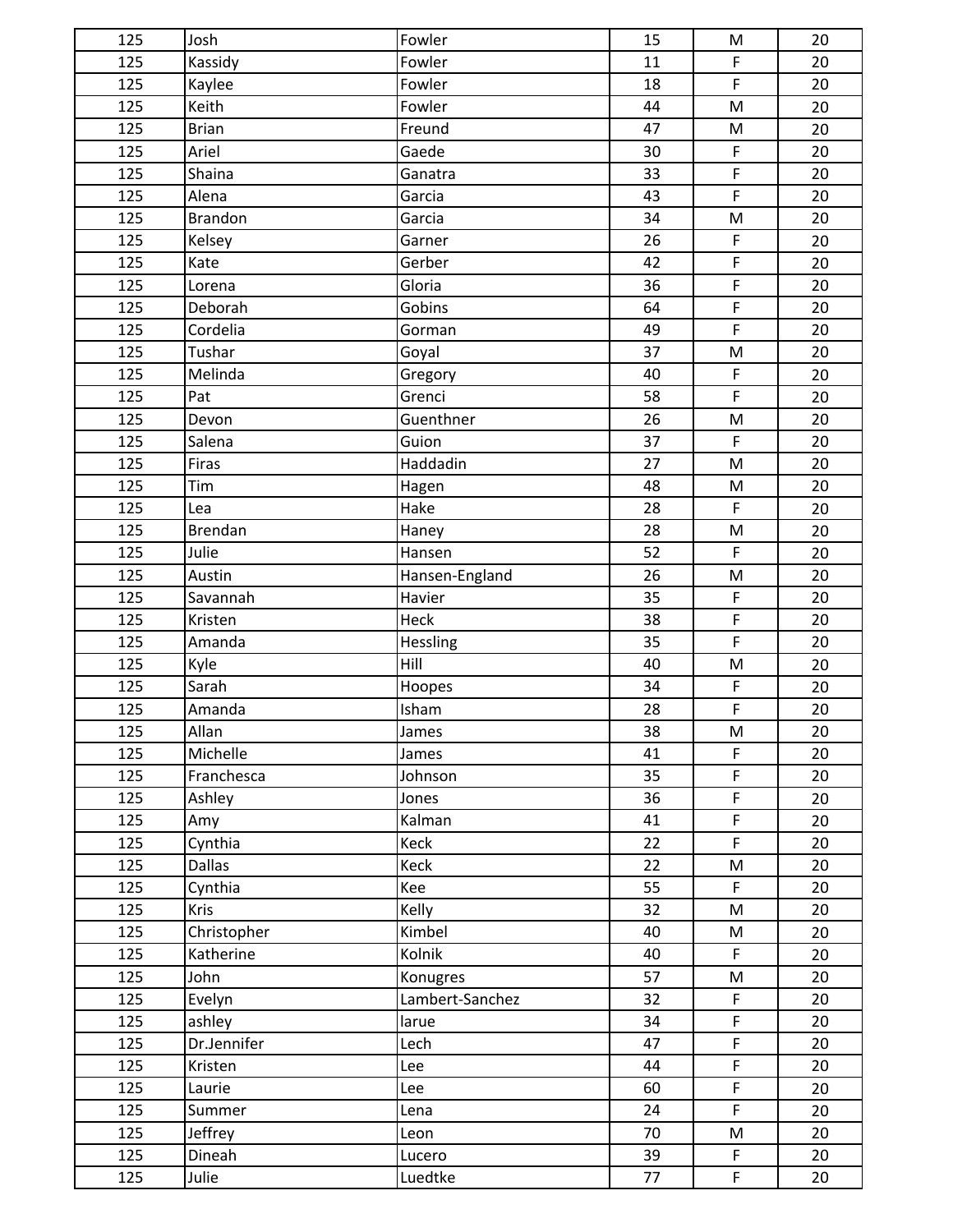| | | | | | |
|---|---|---|---|---|---|
| 125 | Josh | Fowler | 15 | M | 20 |
| 125 | Kassidy | Fowler | 11 | F | 20 |
| 125 | Kaylee | Fowler | 18 | F | 20 |
| 125 | Keith | Fowler | 44 | M | 20 |
| 125 | Brian | Freund | 47 | M | 20 |
| 125 | Ariel | Gaede | 30 | F | 20 |
| 125 | Shaina | Ganatra | 33 | F | 20 |
| 125 | Alena | Garcia | 43 | F | 20 |
| 125 | Brandon | Garcia | 34 | M | 20 |
| 125 | Kelsey | Garner | 26 | F | 20 |
| 125 | Kate | Gerber | 42 | F | 20 |
| 125 | Lorena | Gloria | 36 | F | 20 |
| 125 | Deborah | Gobins | 64 | F | 20 |
| 125 | Cordelia | Gorman | 49 | F | 20 |
| 125 | Tushar | Goyal | 37 | M | 20 |
| 125 | Melinda | Gregory | 40 | F | 20 |
| 125 | Pat | Grenci | 58 | F | 20 |
| 125 | Devon | Guenthner | 26 | M | 20 |
| 125 | Salena | Guion | 37 | F | 20 |
| 125 | Firas | Haddadin | 27 | M | 20 |
| 125 | Tim | Hagen | 48 | M | 20 |
| 125 | Lea | Hake | 28 | F | 20 |
| 125 | Brendan | Haney | 28 | M | 20 |
| 125 | Julie | Hansen | 52 | F | 20 |
| 125 | Austin | Hansen-England | 26 | M | 20 |
| 125 | Savannah | Havier | 35 | F | 20 |
| 125 | Kristen | Heck | 38 | F | 20 |
| 125 | Amanda | Hessling | 35 | F | 20 |
| 125 | Kyle | Hill | 40 | M | 20 |
| 125 | Sarah | Hoopes | 34 | F | 20 |
| 125 | Amanda | Isham | 28 | F | 20 |
| 125 | Allan | James | 38 | M | 20 |
| 125 | Michelle | James | 41 | F | 20 |
| 125 | Franchesca | Johnson | 35 | F | 20 |
| 125 | Ashley | Jones | 36 | F | 20 |
| 125 | Amy | Kalman | 41 | F | 20 |
| 125 | Cynthia | Keck | 22 | F | 20 |
| 125 | Dallas | Keck | 22 | M | 20 |
| 125 | Cynthia | Kee | 55 | F | 20 |
| 125 | Kris | Kelly | 32 | M | 20 |
| 125 | Christopher | Kimbel | 40 | M | 20 |
| 125 | Katherine | Kolnik | 40 | F | 20 |
| 125 | John | Konugres | 57 | M | 20 |
| 125 | Evelyn | Lambert-Sanchez | 32 | F | 20 |
| 125 | ashley | larue | 34 | F | 20 |
| 125 | Dr.Jennifer | Lech | 47 | F | 20 |
| 125 | Kristen | Lee | 44 | F | 20 |
| 125 | Laurie | Lee | 60 | F | 20 |
| 125 | Summer | Lena | 24 | F | 20 |
| 125 | Jeffrey | Leon | 70 | M | 20 |
| 125 | Dineah | Lucero | 39 | F | 20 |
| 125 | Julie | Luedtke | 77 | F | 20 |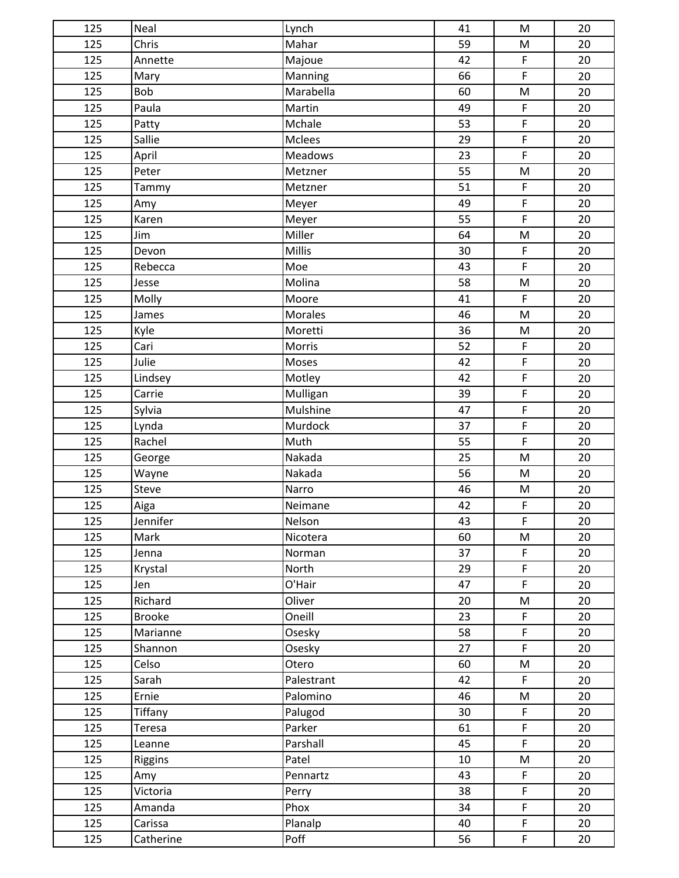| | | | | | |
|---|---|---|---|---|---|
| 125 | Neal | Lynch | 41 | M | 20 |
| 125 | Chris | Mahar | 59 | M | 20 |
| 125 | Annette | Majoue | 42 | F | 20 |
| 125 | Mary | Manning | 66 | F | 20 |
| 125 | Bob | Marabella | 60 | M | 20 |
| 125 | Paula | Martin | 49 | F | 20 |
| 125 | Patty | Mchale | 53 | F | 20 |
| 125 | Sallie | Mclees | 29 | F | 20 |
| 125 | April | Meadows | 23 | F | 20 |
| 125 | Peter | Metzner | 55 | M | 20 |
| 125 | Tammy | Metzner | 51 | F | 20 |
| 125 | Amy | Meyer | 49 | F | 20 |
| 125 | Karen | Meyer | 55 | F | 20 |
| 125 | Jim | Miller | 64 | M | 20 |
| 125 | Devon | Millis | 30 | F | 20 |
| 125 | Rebecca | Moe | 43 | F | 20 |
| 125 | Jesse | Molina | 58 | M | 20 |
| 125 | Molly | Moore | 41 | F | 20 |
| 125 | James | Morales | 46 | M | 20 |
| 125 | Kyle | Moretti | 36 | M | 20 |
| 125 | Cari | Morris | 52 | F | 20 |
| 125 | Julie | Moses | 42 | F | 20 |
| 125 | Lindsey | Motley | 42 | F | 20 |
| 125 | Carrie | Mulligan | 39 | F | 20 |
| 125 | Sylvia | Mulshine | 47 | F | 20 |
| 125 | Lynda | Murdock | 37 | F | 20 |
| 125 | Rachel | Muth | 55 | F | 20 |
| 125 | George | Nakada | 25 | M | 20 |
| 125 | Wayne | Nakada | 56 | M | 20 |
| 125 | Steve | Narro | 46 | M | 20 |
| 125 | Aiga | Neimane | 42 | F | 20 |
| 125 | Jennifer | Nelson | 43 | F | 20 |
| 125 | Mark | Nicotera | 60 | M | 20 |
| 125 | Jenna | Norman | 37 | F | 20 |
| 125 | Krystal | North | 29 | F | 20 |
| 125 | Jen | O'Hair | 47 | F | 20 |
| 125 | Richard | Oliver | 20 | M | 20 |
| 125 | Brooke | Oneill | 23 | F | 20 |
| 125 | Marianne | Osesky | 58 | F | 20 |
| 125 | Shannon | Osesky | 27 | F | 20 |
| 125 | Celso | Otero | 60 | M | 20 |
| 125 | Sarah | Palestrant | 42 | F | 20 |
| 125 | Ernie | Palomino | 46 | M | 20 |
| 125 | Tiffany | Palugod | 30 | F | 20 |
| 125 | Teresa | Parker | 61 | F | 20 |
| 125 | Leanne | Parshall | 45 | F | 20 |
| 125 | Riggins | Patel | 10 | M | 20 |
| 125 | Amy | Pennartz | 43 | F | 20 |
| 125 | Victoria | Perry | 38 | F | 20 |
| 125 | Amanda | Phox | 34 | F | 20 |
| 125 | Carissa | Planalp | 40 | F | 20 |
| 125 | Catherine | Poff | 56 | F | 20 |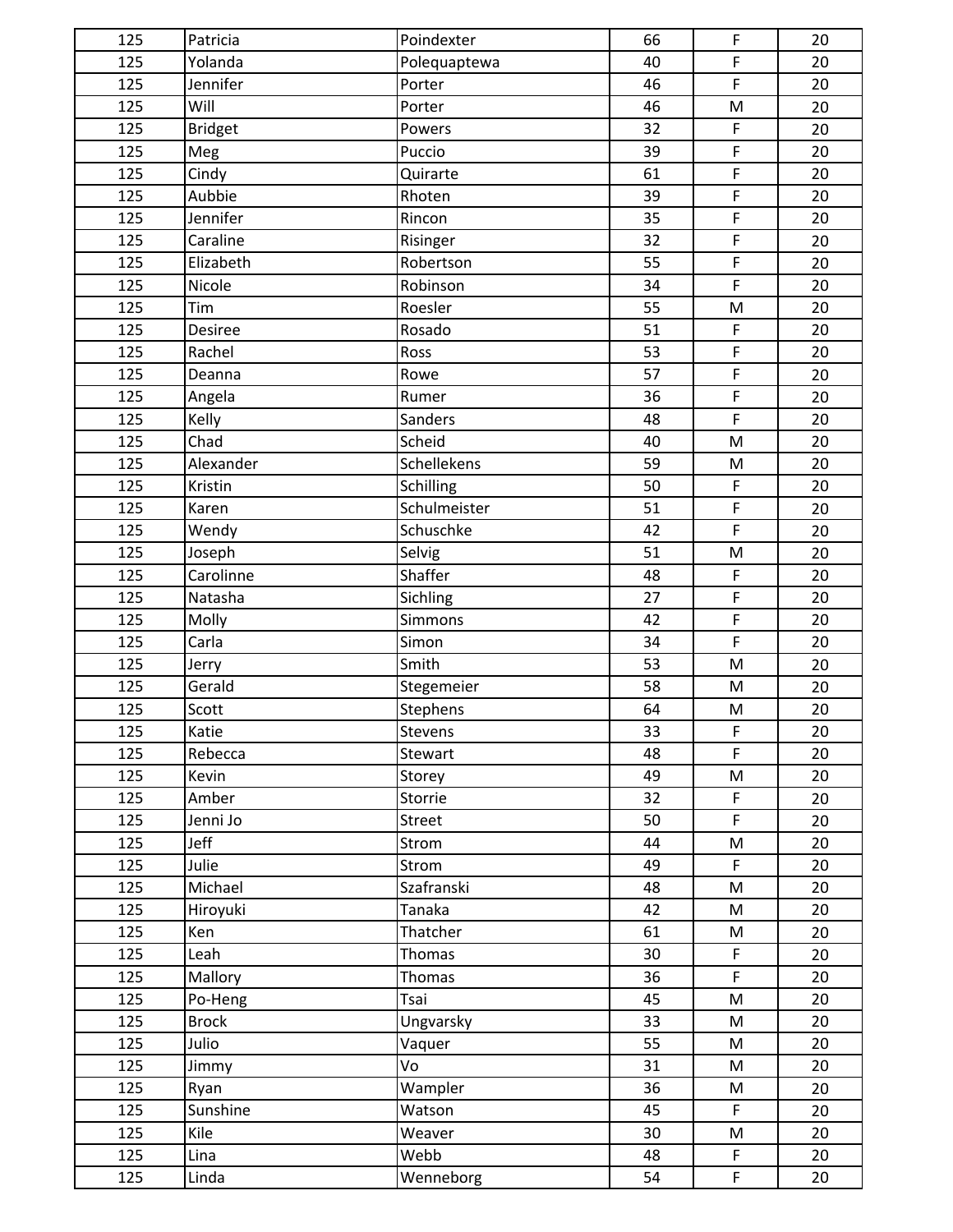| 125 | Patricia | Poindexter | 66 | F | 20 |
|---|---|---|---|---|---|
| 125 | Yolanda | Polequaptewa | 40 | F | 20 |
| 125 | Jennifer | Porter | 46 | F | 20 |
| 125 | Will | Porter | 46 | M | 20 |
| 125 | Bridget | Powers | 32 | F | 20 |
| 125 | Meg | Puccio | 39 | F | 20 |
| 125 | Cindy | Quirarte | 61 | F | 20 |
| 125 | Aubbie | Rhoten | 39 | F | 20 |
| 125 | Jennifer | Rincon | 35 | F | 20 |
| 125 | Caraline | Risinger | 32 | F | 20 |
| 125 | Elizabeth | Robertson | 55 | F | 20 |
| 125 | Nicole | Robinson | 34 | F | 20 |
| 125 | Tim | Roesler | 55 | M | 20 |
| 125 | Desiree | Rosado | 51 | F | 20 |
| 125 | Rachel | Ross | 53 | F | 20 |
| 125 | Deanna | Rowe | 57 | F | 20 |
| 125 | Angela | Rumer | 36 | F | 20 |
| 125 | Kelly | Sanders | 48 | F | 20 |
| 125 | Chad | Scheid | 40 | M | 20 |
| 125 | Alexander | Schellekens | 59 | M | 20 |
| 125 | Kristin | Schilling | 50 | F | 20 |
| 125 | Karen | Schulmeister | 51 | F | 20 |
| 125 | Wendy | Schuschke | 42 | F | 20 |
| 125 | Joseph | Selvig | 51 | M | 20 |
| 125 | Carolinne | Shaffer | 48 | F | 20 |
| 125 | Natasha | Sichling | 27 | F | 20 |
| 125 | Molly | Simmons | 42 | F | 20 |
| 125 | Carla | Simon | 34 | F | 20 |
| 125 | Jerry | Smith | 53 | M | 20 |
| 125 | Gerald | Stegemeier | 58 | M | 20 |
| 125 | Scott | Stephens | 64 | M | 20 |
| 125 | Katie | Stevens | 33 | F | 20 |
| 125 | Rebecca | Stewart | 48 | F | 20 |
| 125 | Kevin | Storey | 49 | M | 20 |
| 125 | Amber | Storrie | 32 | F | 20 |
| 125 | Jenni Jo | Street | 50 | F | 20 |
| 125 | Jeff | Strom | 44 | M | 20 |
| 125 | Julie | Strom | 49 | F | 20 |
| 125 | Michael | Szafranski | 48 | M | 20 |
| 125 | Hiroyuki | Tanaka | 42 | M | 20 |
| 125 | Ken | Thatcher | 61 | M | 20 |
| 125 | Leah | Thomas | 30 | F | 20 |
| 125 | Mallory | Thomas | 36 | F | 20 |
| 125 | Po-Heng | Tsai | 45 | M | 20 |
| 125 | Brock | Ungvarsky | 33 | M | 20 |
| 125 | Julio | Vaquer | 55 | M | 20 |
| 125 | Jimmy | Vo | 31 | M | 20 |
| 125 | Ryan | Wampler | 36 | M | 20 |
| 125 | Sunshine | Watson | 45 | F | 20 |
| 125 | Kile | Weaver | 30 | M | 20 |
| 125 | Lina | Webb | 48 | F | 20 |
| 125 | Linda | Wenneborg | 54 | F | 20 |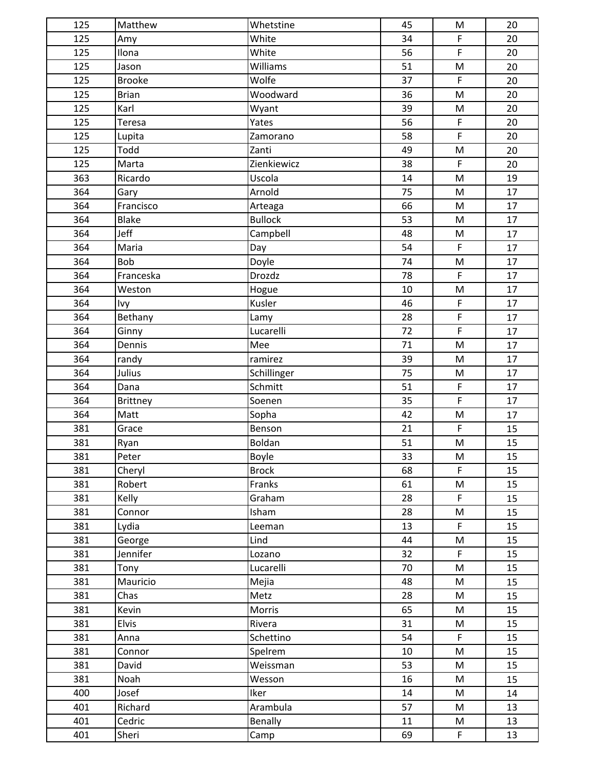| | | | | | |
|---|---|---|---|---|---|
| 125 | Matthew | Whetstine | 45 | M | 20 |
| 125 | Amy | White | 34 | F | 20 |
| 125 | Ilona | White | 56 | F | 20 |
| 125 | Jason | Williams | 51 | M | 20 |
| 125 | Brooke | Wolfe | 37 | F | 20 |
| 125 | Brian | Woodward | 36 | M | 20 |
| 125 | Karl | Wyant | 39 | M | 20 |
| 125 | Teresa | Yates | 56 | F | 20 |
| 125 | Lupita | Zamorano | 58 | F | 20 |
| 125 | Todd | Zanti | 49 | M | 20 |
| 125 | Marta | Zienkiewicz | 38 | F | 20 |
| 363 | Ricardo | Uscola | 14 | M | 19 |
| 364 | Gary | Arnold | 75 | M | 17 |
| 364 | Francisco | Arteaga | 66 | M | 17 |
| 364 | Blake | Bullock | 53 | M | 17 |
| 364 | Jeff | Campbell | 48 | M | 17 |
| 364 | Maria | Day | 54 | F | 17 |
| 364 | Bob | Doyle | 74 | M | 17 |
| 364 | Franceska | Drozdz | 78 | F | 17 |
| 364 | Weston | Hogue | 10 | M | 17 |
| 364 | Ivy | Kusler | 46 | F | 17 |
| 364 | Bethany | Lamy | 28 | F | 17 |
| 364 | Ginny | Lucarelli | 72 | F | 17 |
| 364 | Dennis | Mee | 71 | M | 17 |
| 364 | randy | ramirez | 39 | M | 17 |
| 364 | Julius | Schillinger | 75 | M | 17 |
| 364 | Dana | Schmitt | 51 | F | 17 |
| 364 | Brittney | Soenen | 35 | F | 17 |
| 364 | Matt | Sopha | 42 | M | 17 |
| 381 | Grace | Benson | 21 | F | 15 |
| 381 | Ryan | Boldan | 51 | M | 15 |
| 381 | Peter | Boyle | 33 | M | 15 |
| 381 | Cheryl | Brock | 68 | F | 15 |
| 381 | Robert | Franks | 61 | M | 15 |
| 381 | Kelly | Graham | 28 | F | 15 |
| 381 | Connor | Isham | 28 | M | 15 |
| 381 | Lydia | Leeman | 13 | F | 15 |
| 381 | George | Lind | 44 | M | 15 |
| 381 | Jennifer | Lozano | 32 | F | 15 |
| 381 | Tony | Lucarelli | 70 | M | 15 |
| 381 | Mauricio | Mejia | 48 | M | 15 |
| 381 | Chas | Metz | 28 | M | 15 |
| 381 | Kevin | Morris | 65 | M | 15 |
| 381 | Elvis | Rivera | 31 | M | 15 |
| 381 | Anna | Schettino | 54 | F | 15 |
| 381 | Connor | Spelrem | 10 | M | 15 |
| 381 | David | Weissman | 53 | M | 15 |
| 381 | Noah | Wesson | 16 | M | 15 |
| 400 | Josef | Iker | 14 | M | 14 |
| 401 | Richard | Arambula | 57 | M | 13 |
| 401 | Cedric | Benally | 11 | M | 13 |
| 401 | Sheri | Camp | 69 | F | 13 |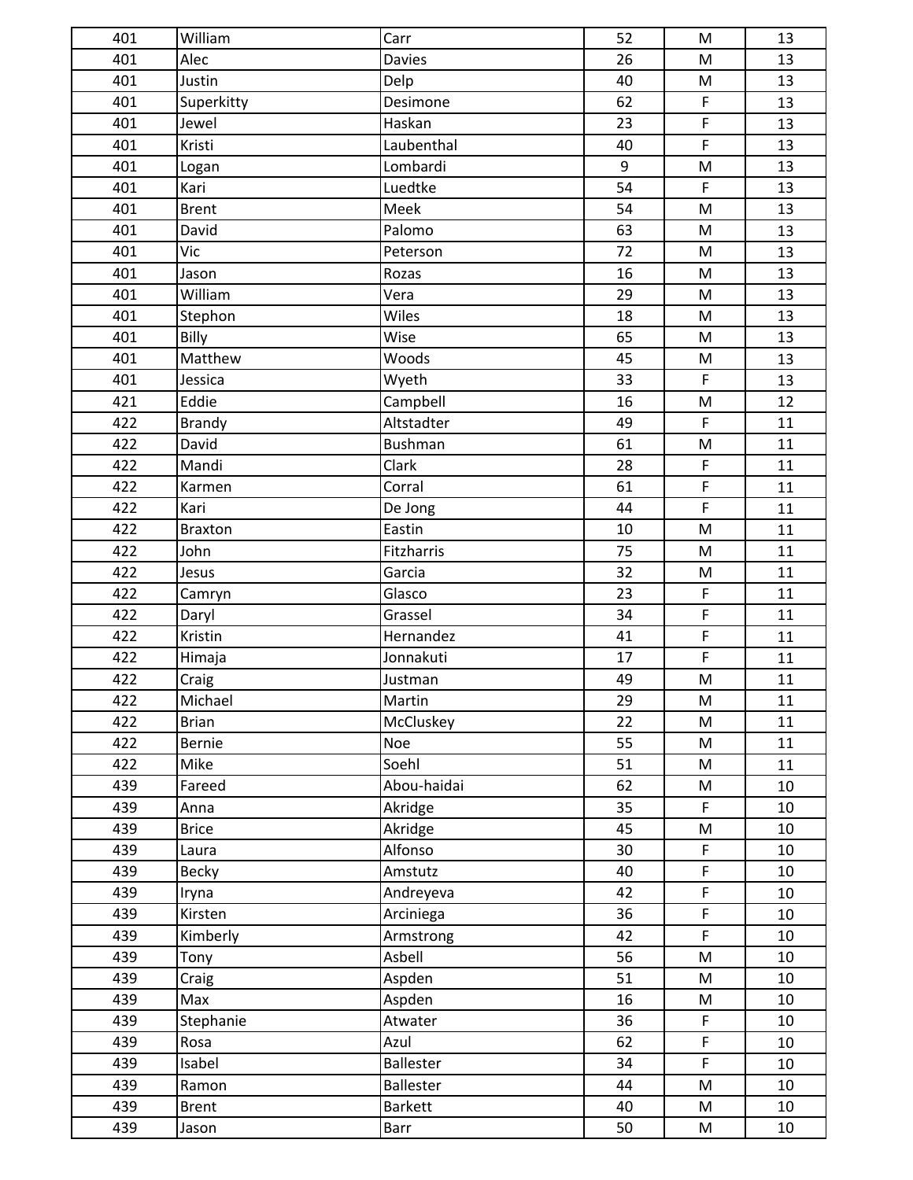| | | | | | |
|---|---|---|---|---|---|
| 401 | William | Carr | 52 | M | 13 |
| 401 | Alec | Davies | 26 | M | 13 |
| 401 | Justin | Delp | 40 | M | 13 |
| 401 | Superkitty | Desimone | 62 | F | 13 |
| 401 | Jewel | Haskan | 23 | F | 13 |
| 401 | Kristi | Laubenthal | 40 | F | 13 |
| 401 | Logan | Lombardi | 9 | M | 13 |
| 401 | Kari | Luedtke | 54 | F | 13 |
| 401 | Brent | Meek | 54 | M | 13 |
| 401 | David | Palomo | 63 | M | 13 |
| 401 | Vic | Peterson | 72 | M | 13 |
| 401 | Jason | Rozas | 16 | M | 13 |
| 401 | William | Vera | 29 | M | 13 |
| 401 | Stephon | Wiles | 18 | M | 13 |
| 401 | Billy | Wise | 65 | M | 13 |
| 401 | Matthew | Woods | 45 | M | 13 |
| 401 | Jessica | Wyeth | 33 | F | 13 |
| 421 | Eddie | Campbell | 16 | M | 12 |
| 422 | Brandy | Altstadter | 49 | F | 11 |
| 422 | David | Bushman | 61 | M | 11 |
| 422 | Mandi | Clark | 28 | F | 11 |
| 422 | Karmen | Corral | 61 | F | 11 |
| 422 | Kari | De Jong | 44 | F | 11 |
| 422 | Braxton | Eastin | 10 | M | 11 |
| 422 | John | Fitzharris | 75 | M | 11 |
| 422 | Jesus | Garcia | 32 | M | 11 |
| 422 | Camryn | Glasco | 23 | F | 11 |
| 422 | Daryl | Grassel | 34 | F | 11 |
| 422 | Kristin | Hernandez | 41 | F | 11 |
| 422 | Himaja | Jonnakuti | 17 | F | 11 |
| 422 | Craig | Justman | 49 | M | 11 |
| 422 | Michael | Martin | 29 | M | 11 |
| 422 | Brian | McCluskey | 22 | M | 11 |
| 422 | Bernie | Noe | 55 | M | 11 |
| 422 | Mike | Soehl | 51 | M | 11 |
| 439 | Fareed | Abou-haidai | 62 | M | 10 |
| 439 | Anna | Akridge | 35 | F | 10 |
| 439 | Brice | Akridge | 45 | M | 10 |
| 439 | Laura | Alfonso | 30 | F | 10 |
| 439 | Becky | Amstutz | 40 | F | 10 |
| 439 | Iryna | Andreyeva | 42 | F | 10 |
| 439 | Kirsten | Arciniega | 36 | F | 10 |
| 439 | Kimberly | Armstrong | 42 | F | 10 |
| 439 | Tony | Asbell | 56 | M | 10 |
| 439 | Craig | Aspden | 51 | M | 10 |
| 439 | Max | Aspden | 16 | M | 10 |
| 439 | Stephanie | Atwater | 36 | F | 10 |
| 439 | Rosa | Azul | 62 | F | 10 |
| 439 | Isabel | Ballester | 34 | F | 10 |
| 439 | Ramon | Ballester | 44 | M | 10 |
| 439 | Brent | Barkett | 40 | M | 10 |
| 439 | Jason | Barr | 50 | M | 10 |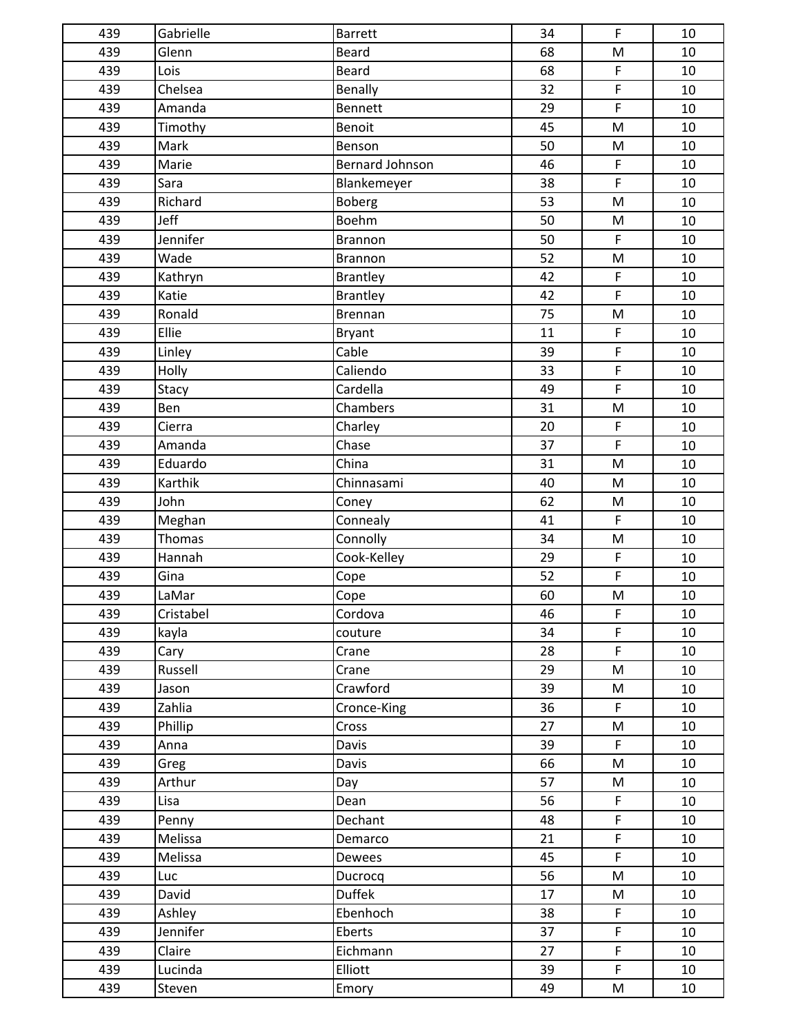| 439 | Gabrielle | Barrett | 34 | F | 10 |
|---|---|---|---|---|---|
| 439 | Glenn | Beard | 68 | M | 10 |
| 439 | Lois | Beard | 68 | F | 10 |
| 439 | Chelsea | Benally | 32 | F | 10 |
| 439 | Amanda | Bennett | 29 | F | 10 |
| 439 | Timothy | Benoit | 45 | M | 10 |
| 439 | Mark | Benson | 50 | M | 10 |
| 439 | Marie | Bernard Johnson | 46 | F | 10 |
| 439 | Sara | Blankemeyer | 38 | F | 10 |
| 439 | Richard | Boberg | 53 | M | 10 |
| 439 | Jeff | Boehm | 50 | M | 10 |
| 439 | Jennifer | Brannon | 50 | F | 10 |
| 439 | Wade | Brannon | 52 | M | 10 |
| 439 | Kathryn | Brantley | 42 | F | 10 |
| 439 | Katie | Brantley | 42 | F | 10 |
| 439 | Ronald | Brennan | 75 | M | 10 |
| 439 | Ellie | Bryant | 11 | F | 10 |
| 439 | Linley | Cable | 39 | F | 10 |
| 439 | Holly | Caliendo | 33 | F | 10 |
| 439 | Stacy | Cardella | 49 | F | 10 |
| 439 | Ben | Chambers | 31 | M | 10 |
| 439 | Cierra | Charley | 20 | F | 10 |
| 439 | Amanda | Chase | 37 | F | 10 |
| 439 | Eduardo | China | 31 | M | 10 |
| 439 | Karthik | Chinnasami | 40 | M | 10 |
| 439 | John | Coney | 62 | M | 10 |
| 439 | Meghan | Connealy | 41 | F | 10 |
| 439 | Thomas | Connolly | 34 | M | 10 |
| 439 | Hannah | Cook-Kelley | 29 | F | 10 |
| 439 | Gina | Cope | 52 | F | 10 |
| 439 | LaMar | Cope | 60 | M | 10 |
| 439 | Cristabel | Cordova | 46 | F | 10 |
| 439 | kayla | couture | 34 | F | 10 |
| 439 | Cary | Crane | 28 | F | 10 |
| 439 | Russell | Crane | 29 | M | 10 |
| 439 | Jason | Crawford | 39 | M | 10 |
| 439 | Zahlia | Cronce-King | 36 | F | 10 |
| 439 | Phillip | Cross | 27 | M | 10 |
| 439 | Anna | Davis | 39 | F | 10 |
| 439 | Greg | Davis | 66 | M | 10 |
| 439 | Arthur | Day | 57 | M | 10 |
| 439 | Lisa | Dean | 56 | F | 10 |
| 439 | Penny | Dechant | 48 | F | 10 |
| 439 | Melissa | Demarco | 21 | F | 10 |
| 439 | Melissa | Dewees | 45 | F | 10 |
| 439 | Luc | Ducrocq | 56 | M | 10 |
| 439 | David | Duffek | 17 | M | 10 |
| 439 | Ashley | Ebenhoch | 38 | F | 10 |
| 439 | Jennifer | Eberts | 37 | F | 10 |
| 439 | Claire | Eichmann | 27 | F | 10 |
| 439 | Lucinda | Elliott | 39 | F | 10 |
| 439 | Steven | Emory | 49 | M | 10 |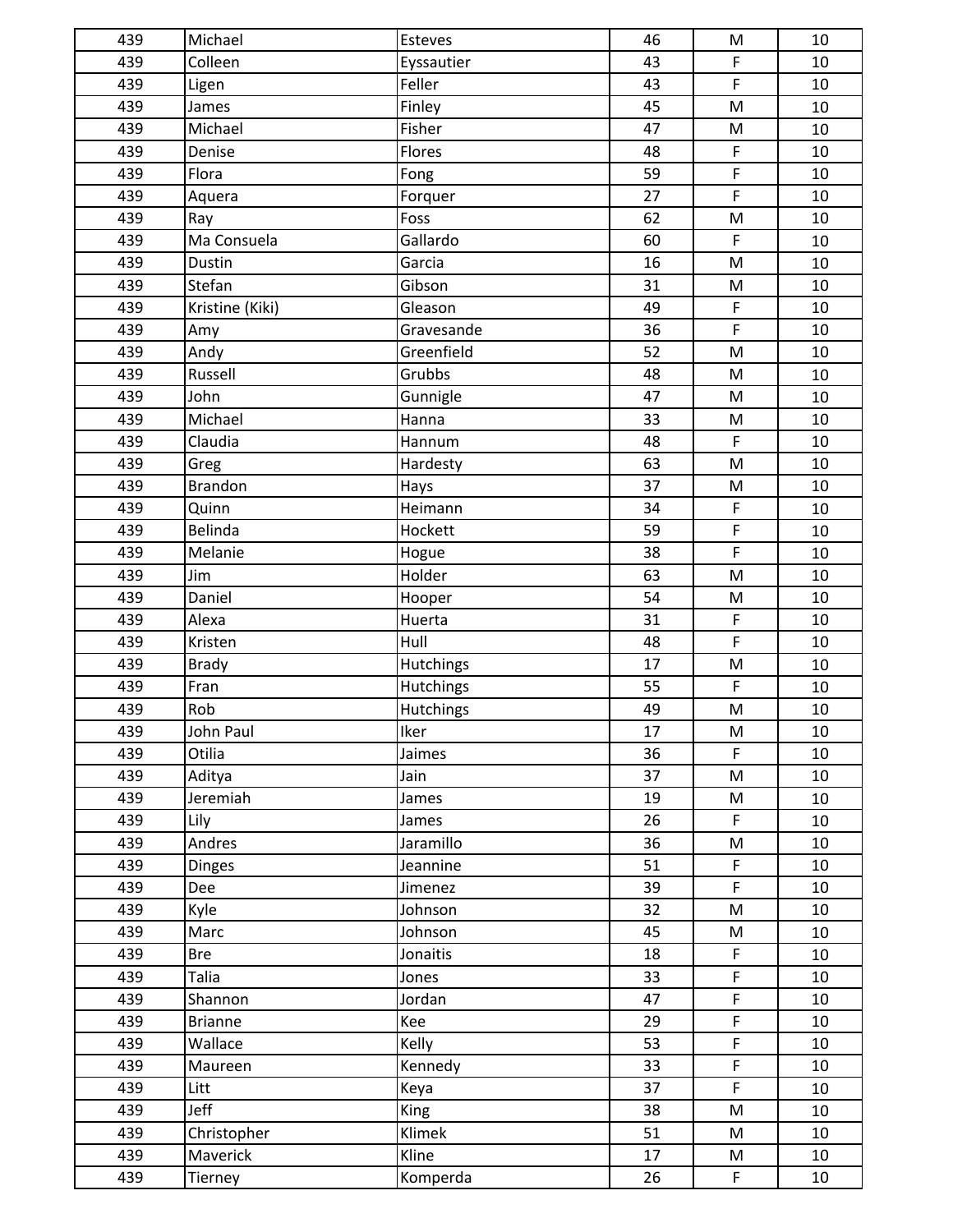| 439 | Michael | Esteves | 46 | M | 10 |
|---|---|---|---|---|---|
| 439 | Colleen | Eyssautier | 43 | F | 10 |
| 439 | Ligen | Feller | 43 | F | 10 |
| 439 | James | Finley | 45 | M | 10 |
| 439 | Michael | Fisher | 47 | M | 10 |
| 439 | Denise | Flores | 48 | F | 10 |
| 439 | Flora | Fong | 59 | F | 10 |
| 439 | Aquera | Forquer | 27 | F | 10 |
| 439 | Ray | Foss | 62 | M | 10 |
| 439 | Ma Consuela | Gallardo | 60 | F | 10 |
| 439 | Dustin | Garcia | 16 | M | 10 |
| 439 | Stefan | Gibson | 31 | M | 10 |
| 439 | Kristine (Kiki) | Gleason | 49 | F | 10 |
| 439 | Amy | Gravesande | 36 | F | 10 |
| 439 | Andy | Greenfield | 52 | M | 10 |
| 439 | Russell | Grubbs | 48 | M | 10 |
| 439 | John | Gunnigle | 47 | M | 10 |
| 439 | Michael | Hanna | 33 | M | 10 |
| 439 | Claudia | Hannum | 48 | F | 10 |
| 439 | Greg | Hardesty | 63 | M | 10 |
| 439 | Brandon | Hays | 37 | M | 10 |
| 439 | Quinn | Heimann | 34 | F | 10 |
| 439 | Belinda | Hockett | 59 | F | 10 |
| 439 | Melanie | Hogue | 38 | F | 10 |
| 439 | Jim | Holder | 63 | M | 10 |
| 439 | Daniel | Hooper | 54 | M | 10 |
| 439 | Alexa | Huerta | 31 | F | 10 |
| 439 | Kristen | Hull | 48 | F | 10 |
| 439 | Brady | Hutchings | 17 | M | 10 |
| 439 | Fran | Hutchings | 55 | F | 10 |
| 439 | Rob | Hutchings | 49 | M | 10 |
| 439 | John Paul | Iker | 17 | M | 10 |
| 439 | Otilia | Jaimes | 36 | F | 10 |
| 439 | Aditya | Jain | 37 | M | 10 |
| 439 | Jeremiah | James | 19 | M | 10 |
| 439 | Lily | James | 26 | F | 10 |
| 439 | Andres | Jaramillo | 36 | M | 10 |
| 439 | Dinges | Jeannine | 51 | F | 10 |
| 439 | Dee | Jimenez | 39 | F | 10 |
| 439 | Kyle | Johnson | 32 | M | 10 |
| 439 | Marc | Johnson | 45 | M | 10 |
| 439 | Bre | Jonaitis | 18 | F | 10 |
| 439 | Talia | Jones | 33 | F | 10 |
| 439 | Shannon | Jordan | 47 | F | 10 |
| 439 | Brianne | Kee | 29 | F | 10 |
| 439 | Wallace | Kelly | 53 | F | 10 |
| 439 | Maureen | Kennedy | 33 | F | 10 |
| 439 | Litt | Keya | 37 | F | 10 |
| 439 | Jeff | King | 38 | M | 10 |
| 439 | Christopher | Klimek | 51 | M | 10 |
| 439 | Maverick | Kline | 17 | M | 10 |
| 439 | Tierney | Komperda | 26 | F | 10 |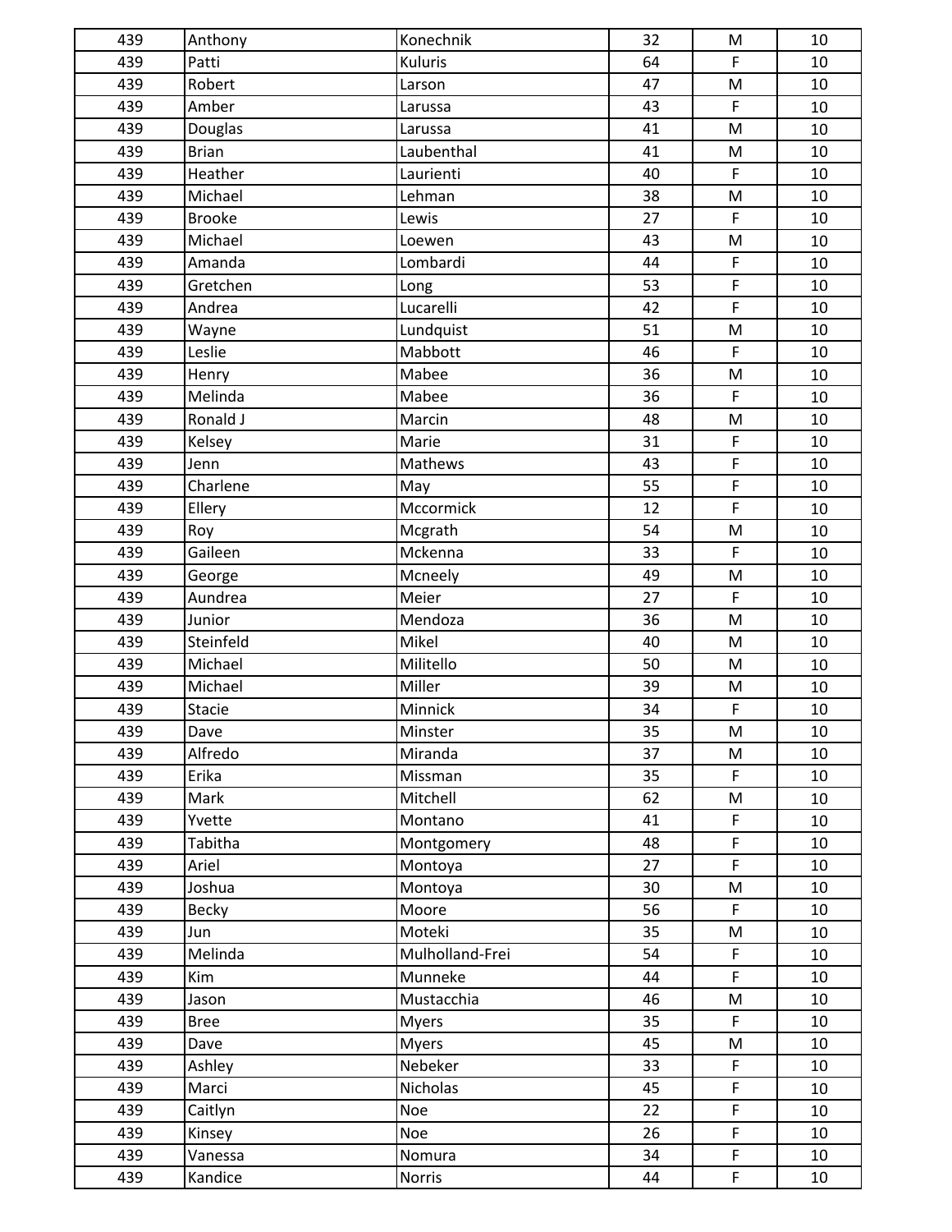| | | | | | |
|---|---|---|---|---|---|
| 439 | Anthony | Konechnik | 32 | M | 10 |
| 439 | Patti | Kuluris | 64 | F | 10 |
| 439 | Robert | Larson | 47 | M | 10 |
| 439 | Amber | Larussa | 43 | F | 10 |
| 439 | Douglas | Larussa | 41 | M | 10 |
| 439 | Brian | Laubenthal | 41 | M | 10 |
| 439 | Heather | Laurienti | 40 | F | 10 |
| 439 | Michael | Lehman | 38 | M | 10 |
| 439 | Brooke | Lewis | 27 | F | 10 |
| 439 | Michael | Loewen | 43 | M | 10 |
| 439 | Amanda | Lombardi | 44 | F | 10 |
| 439 | Gretchen | Long | 53 | F | 10 |
| 439 | Andrea | Lucarelli | 42 | F | 10 |
| 439 | Wayne | Lundquist | 51 | M | 10 |
| 439 | Leslie | Mabbott | 46 | F | 10 |
| 439 | Henry | Mabee | 36 | M | 10 |
| 439 | Melinda | Mabee | 36 | F | 10 |
| 439 | Ronald J | Marcin | 48 | M | 10 |
| 439 | Kelsey | Marie | 31 | F | 10 |
| 439 | Jenn | Mathews | 43 | F | 10 |
| 439 | Charlene | May | 55 | F | 10 |
| 439 | Ellery | Mccormick | 12 | F | 10 |
| 439 | Roy | Mcgrath | 54 | M | 10 |
| 439 | Gaileen | Mckenna | 33 | F | 10 |
| 439 | George | Mcneely | 49 | M | 10 |
| 439 | Aundrea | Meier | 27 | F | 10 |
| 439 | Junior | Mendoza | 36 | M | 10 |
| 439 | Steinfeld | Mikel | 40 | M | 10 |
| 439 | Michael | Militello | 50 | M | 10 |
| 439 | Michael | Miller | 39 | M | 10 |
| 439 | Stacie | Minnick | 34 | F | 10 |
| 439 | Dave | Minster | 35 | M | 10 |
| 439 | Alfredo | Miranda | 37 | M | 10 |
| 439 | Erika | Missman | 35 | F | 10 |
| 439 | Mark | Mitchell | 62 | M | 10 |
| 439 | Yvette | Montano | 41 | F | 10 |
| 439 | Tabitha | Montgomery | 48 | F | 10 |
| 439 | Ariel | Montoya | 27 | F | 10 |
| 439 | Joshua | Montoya | 30 | M | 10 |
| 439 | Becky | Moore | 56 | F | 10 |
| 439 | Jun | Moteki | 35 | M | 10 |
| 439 | Melinda | Mulholland-Frei | 54 | F | 10 |
| 439 | Kim | Munneke | 44 | F | 10 |
| 439 | Jason | Mustacchia | 46 | M | 10 |
| 439 | Bree | Myers | 35 | F | 10 |
| 439 | Dave | Myers | 45 | M | 10 |
| 439 | Ashley | Nebeker | 33 | F | 10 |
| 439 | Marci | Nicholas | 45 | F | 10 |
| 439 | Caitlyn | Noe | 22 | F | 10 |
| 439 | Kinsey | Noe | 26 | F | 10 |
| 439 | Vanessa | Nomura | 34 | F | 10 |
| 439 | Kandice | Norris | 44 | F | 10 |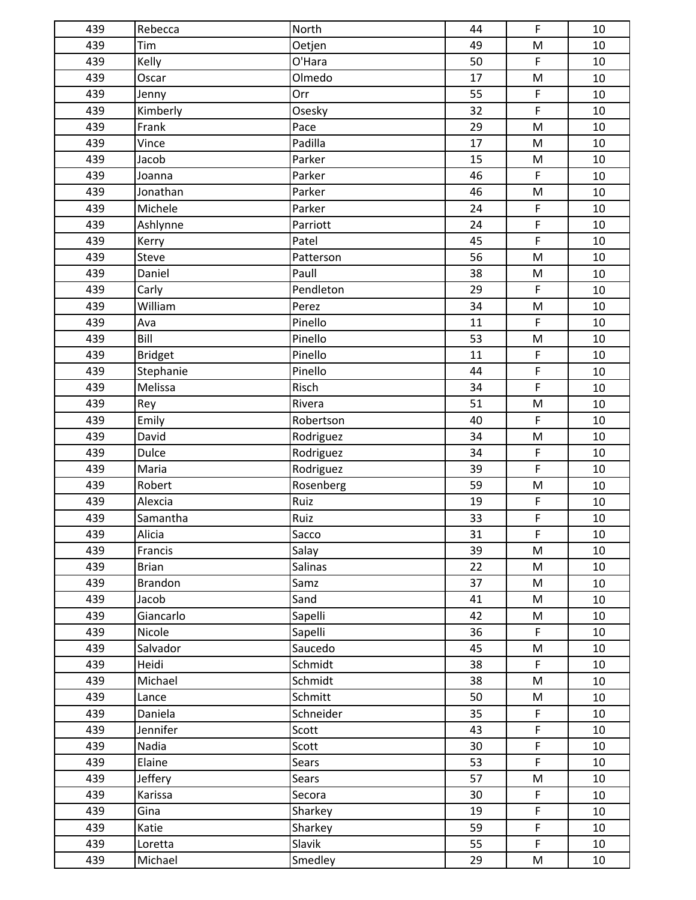| 439 | Rebecca | North | 44 | F | 10 |
|---|---|---|---|---|---|
| 439 | Tim | Oetjen | 49 | M | 10 |
| 439 | Kelly | O'Hara | 50 | F | 10 |
| 439 | Oscar | Olmedo | 17 | M | 10 |
| 439 | Jenny | Orr | 55 | F | 10 |
| 439 | Kimberly | Osesky | 32 | F | 10 |
| 439 | Frank | Pace | 29 | M | 10 |
| 439 | Vince | Padilla | 17 | M | 10 |
| 439 | Jacob | Parker | 15 | M | 10 |
| 439 | Joanna | Parker | 46 | F | 10 |
| 439 | Jonathan | Parker | 46 | M | 10 |
| 439 | Michele | Parker | 24 | F | 10 |
| 439 | Ashlynne | Parriott | 24 | F | 10 |
| 439 | Kerry | Patel | 45 | F | 10 |
| 439 | Steve | Patterson | 56 | M | 10 |
| 439 | Daniel | Paull | 38 | M | 10 |
| 439 | Carly | Pendleton | 29 | F | 10 |
| 439 | William | Perez | 34 | M | 10 |
| 439 | Ava | Pinello | 11 | F | 10 |
| 439 | Bill | Pinello | 53 | M | 10 |
| 439 | Bridget | Pinello | 11 | F | 10 |
| 439 | Stephanie | Pinello | 44 | F | 10 |
| 439 | Melissa | Risch | 34 | F | 10 |
| 439 | Rey | Rivera | 51 | M | 10 |
| 439 | Emily | Robertson | 40 | F | 10 |
| 439 | David | Rodriguez | 34 | M | 10 |
| 439 | Dulce | Rodriguez | 34 | F | 10 |
| 439 | Maria | Rodriguez | 39 | F | 10 |
| 439 | Robert | Rosenberg | 59 | M | 10 |
| 439 | Alexcia | Ruiz | 19 | F | 10 |
| 439 | Samantha | Ruiz | 33 | F | 10 |
| 439 | Alicia | Sacco | 31 | F | 10 |
| 439 | Francis | Salay | 39 | M | 10 |
| 439 | Brian | Salinas | 22 | M | 10 |
| 439 | Brandon | Samz | 37 | M | 10 |
| 439 | Jacob | Sand | 41 | M | 10 |
| 439 | Giancarlo | Sapelli | 42 | M | 10 |
| 439 | Nicole | Sapelli | 36 | F | 10 |
| 439 | Salvador | Saucedo | 45 | M | 10 |
| 439 | Heidi | Schmidt | 38 | F | 10 |
| 439 | Michael | Schmidt | 38 | M | 10 |
| 439 | Lance | Schmitt | 50 | M | 10 |
| 439 | Daniela | Schneider | 35 | F | 10 |
| 439 | Jennifer | Scott | 43 | F | 10 |
| 439 | Nadia | Scott | 30 | F | 10 |
| 439 | Elaine | Sears | 53 | F | 10 |
| 439 | Jeffery | Sears | 57 | M | 10 |
| 439 | Karissa | Secora | 30 | F | 10 |
| 439 | Gina | Sharkey | 19 | F | 10 |
| 439 | Katie | Sharkey | 59 | F | 10 |
| 439 | Loretta | Slavik | 55 | F | 10 |
| 439 | Michael | Smedley | 29 | M | 10 |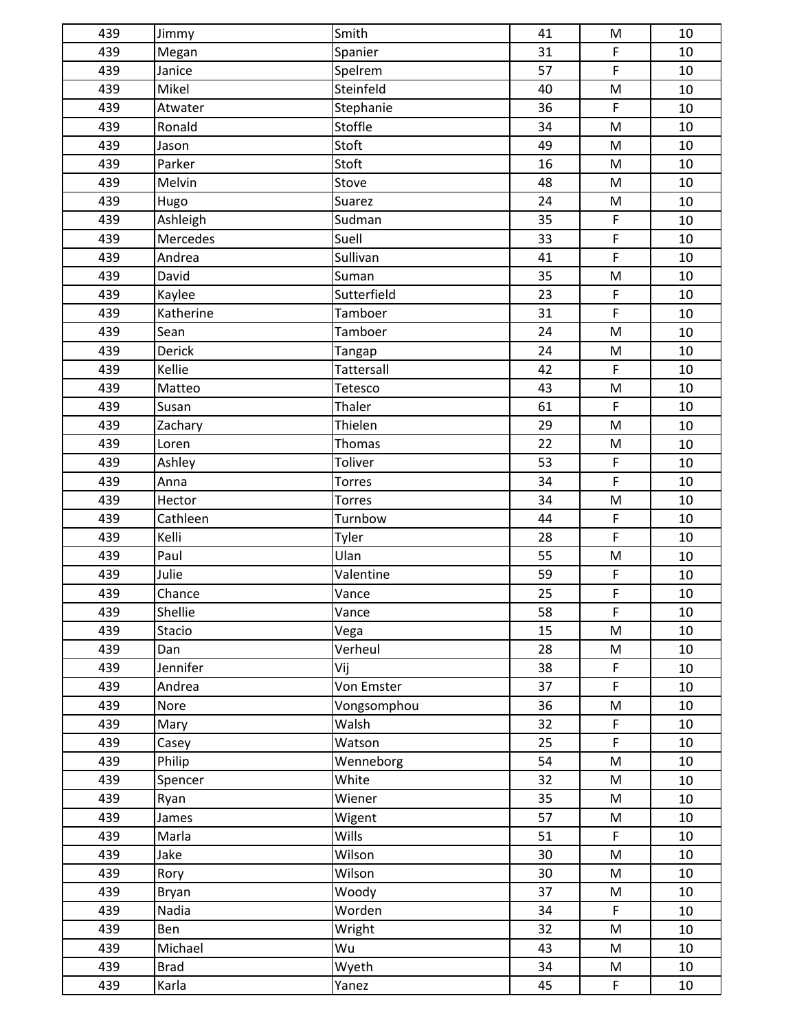| 439 | Jimmy | Smith | 41 | M | 10 |
|---|---|---|---|---|---|
| 439 | Megan | Spanier | 31 | F | 10 |
| 439 | Janice | Spelrem | 57 | F | 10 |
| 439 | Mikel | Steinfeld | 40 | M | 10 |
| 439 | Atwater | Stephanie | 36 | F | 10 |
| 439 | Ronald | Stoffle | 34 | M | 10 |
| 439 | Jason | Stoft | 49 | M | 10 |
| 439 | Parker | Stoft | 16 | M | 10 |
| 439 | Melvin | Stove | 48 | M | 10 |
| 439 | Hugo | Suarez | 24 | M | 10 |
| 439 | Ashleigh | Sudman | 35 | F | 10 |
| 439 | Mercedes | Suell | 33 | F | 10 |
| 439 | Andrea | Sullivan | 41 | F | 10 |
| 439 | David | Suman | 35 | M | 10 |
| 439 | Kaylee | Sutterfield | 23 | F | 10 |
| 439 | Katherine | Tamboer | 31 | F | 10 |
| 439 | Sean | Tamboer | 24 | M | 10 |
| 439 | Derick | Tangap | 24 | M | 10 |
| 439 | Kellie | Tattersall | 42 | F | 10 |
| 439 | Matteo | Tetesco | 43 | M | 10 |
| 439 | Susan | Thaler | 61 | F | 10 |
| 439 | Zachary | Thielen | 29 | M | 10 |
| 439 | Loren | Thomas | 22 | M | 10 |
| 439 | Ashley | Toliver | 53 | F | 10 |
| 439 | Anna | Torres | 34 | F | 10 |
| 439 | Hector | Torres | 34 | M | 10 |
| 439 | Cathleen | Turnbow | 44 | F | 10 |
| 439 | Kelli | Tyler | 28 | F | 10 |
| 439 | Paul | Ulan | 55 | M | 10 |
| 439 | Julie | Valentine | 59 | F | 10 |
| 439 | Chance | Vance | 25 | F | 10 |
| 439 | Shellie | Vance | 58 | F | 10 |
| 439 | Stacio | Vega | 15 | M | 10 |
| 439 | Dan | Verheul | 28 | M | 10 |
| 439 | Jennifer | Vij | 38 | F | 10 |
| 439 | Andrea | Von Emster | 37 | F | 10 |
| 439 | Nore | Vongsomphou | 36 | M | 10 |
| 439 | Mary | Walsh | 32 | F | 10 |
| 439 | Casey | Watson | 25 | F | 10 |
| 439 | Philip | Wenneborg | 54 | M | 10 |
| 439 | Spencer | White | 32 | M | 10 |
| 439 | Ryan | Wiener | 35 | M | 10 |
| 439 | James | Wigent | 57 | M | 10 |
| 439 | Marla | Wills | 51 | F | 10 |
| 439 | Jake | Wilson | 30 | M | 10 |
| 439 | Rory | Wilson | 30 | M | 10 |
| 439 | Bryan | Woody | 37 | M | 10 |
| 439 | Nadia | Worden | 34 | F | 10 |
| 439 | Ben | Wright | 32 | M | 10 |
| 439 | Michael | Wu | 43 | M | 10 |
| 439 | Brad | Wyeth | 34 | M | 10 |
| 439 | Karla | Yanez | 45 | F | 10 |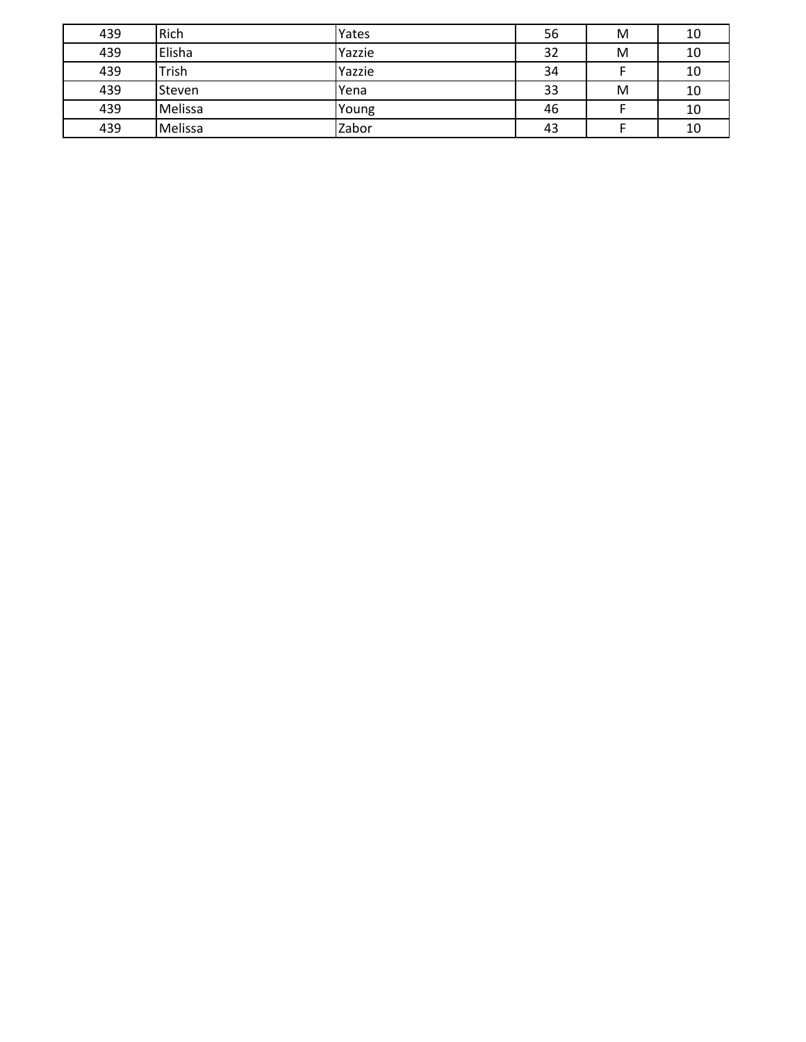| | | | | | |
|---|---|---|---|---|---|
| 439 | Rich | Yates | 56 | M | 10 |
| 439 | Elisha | Yazzie | 32 | M | 10 |
| 439 | Trish | Yazzie | 34 | F | 10 |
| 439 | Steven | Yena | 33 | M | 10 |
| 439 | Melissa | Young | 46 | F | 10 |
| 439 | Melissa | Zabor | 43 | F | 10 |